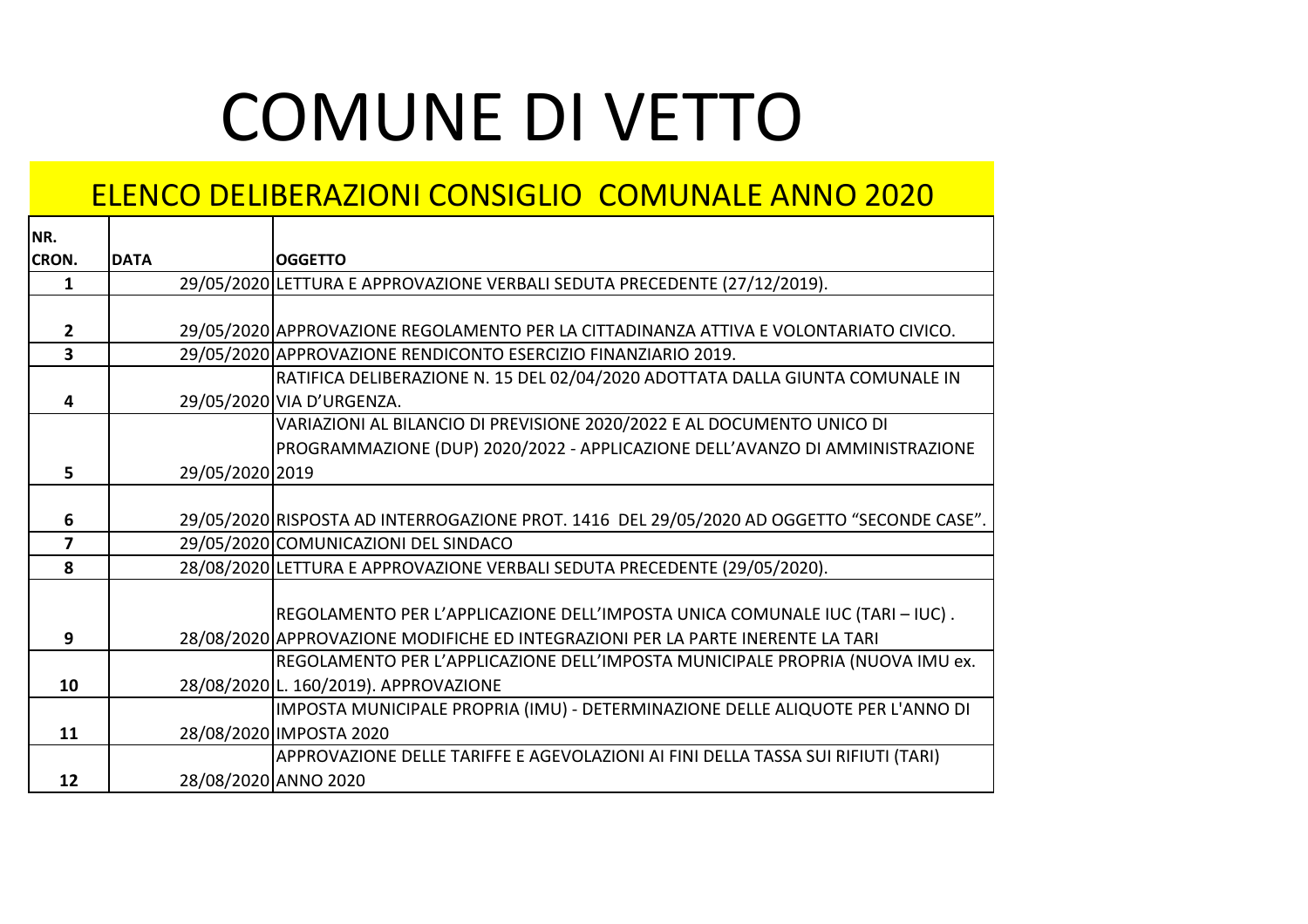# COMUNE DI VETTO

## ELENCO DELIBERAZIONI CONSIGLIO COMUNALE ANNO 2020

| NR. CRON. | DATA | OGGETTO |
|---|---|---|
| 1 | 29/05/2020 | LETTURA E APPROVAZIONE VERBALI SEDUTA PRECEDENTE (27/12/2019). |
| 2 | 29/05/2020 | APPROVAZIONE REGOLAMENTO PER LA CITTADINANZA ATTIVA E VOLONTARIATO CIVICO. |
| 3 | 29/05/2020 | APPROVAZIONE RENDICONTO ESERCIZIO FINANZIARIO 2019. |
| 4 | 29/05/2020 | RATIFICA DELIBERAZIONE N. 15 DEL 02/04/2020 ADOTTATA DALLA GIUNTA COMUNALE IN VIA D'URGENZA. |
| 5 | 29/05/2020 | VARIAZIONI AL BILANCIO DI PREVISIONE 2020/2022 E AL DOCUMENTO UNICO DI PROGRAMMAZIONE (DUP) 2020/2022 - APPLICAZIONE DELL'AVANZO DI AMMINISTRAZIONE 2019 |
| 6 | 29/05/2020 | RISPOSTA AD INTERROGAZIONE PROT. 1416 DEL 29/05/2020 AD OGGETTO "SECONDE CASE". |
| 7 | 29/05/2020 | COMUNICAZIONI DEL SINDACO |
| 8 | 28/08/2020 | LETTURA E APPROVAZIONE VERBALI SEDUTA PRECEDENTE (29/05/2020). |
| 9 | 28/08/2020 | REGOLAMENTO PER L'APPLICAZIONE DELL'IMPOSTA UNICA COMUNALE IUC (TARI – IUC) . APPROVAZIONE MODIFICHE ED INTEGRAZIONI PER LA PARTE INERENTE LA TARI |
| 10 | 28/08/2020 | REGOLAMENTO PER L'APPLICAZIONE DELL'IMPOSTA MUNICIPALE PROPRIA (NUOVA IMU ex. L. 160/2019). APPROVAZIONE |
| 11 | 28/08/2020 | IMPOSTA MUNICIPALE PROPRIA (IMU) - DETERMINAZIONE DELLE ALIQUOTE PER L'ANNO DI IMPOSTA 2020 |
| 12 | 28/08/2020 | APPROVAZIONE DELLE TARIFFE E AGEVOLAZIONI AI FINI DELLA TASSA SUI RIFIUTI (TARI) ANNO 2020 |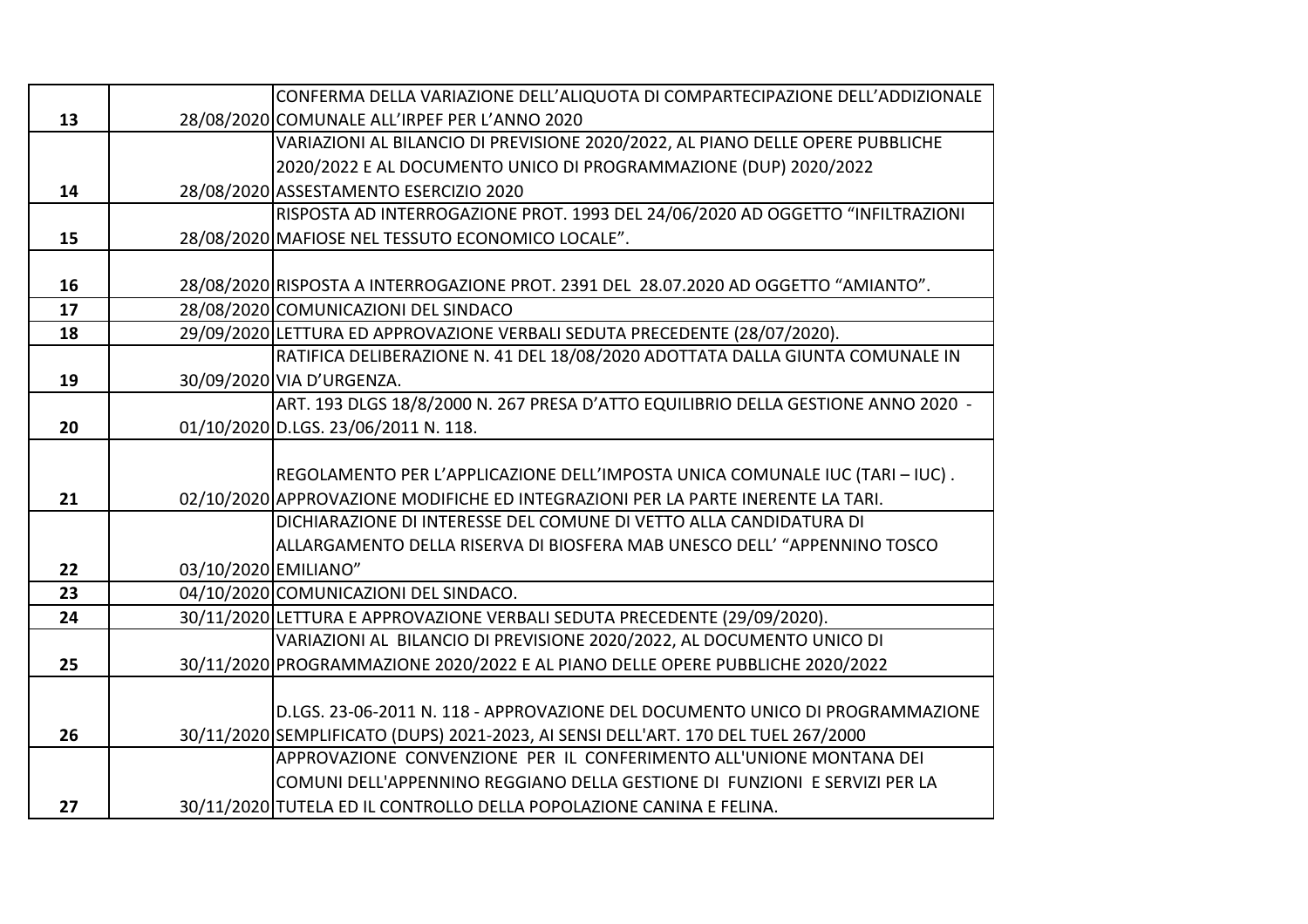| | | |
|---|---|---|
| 13 | 28/08/2020 | CONFERMA DELLA VARIAZIONE DELL'ALIQUOTA DI COMPARTECIPAZIONE DELL'ADDIZIONALE COMUNALE ALL'IRPEF PER L'ANNO 2020 |
| 14 | 28/08/2020 | VARIAZIONI AL BILANCIO DI PREVISIONE 2020/2022, AL PIANO DELLE OPERE PUBBLICHE 2020/2022 E AL DOCUMENTO UNICO DI PROGRAMMAZIONE (DUP) 2020/2022 ASSESTAMENTO ESERCIZIO 2020 |
| 15 | 28/08/2020 | RISPOSTA AD INTERROGAZIONE PROT. 1993 DEL 24/06/2020 AD OGGETTO "INFILTRAZIONI MAFIOSE NEL TESSUTO ECONOMICO LOCALE". |
| 16 | 28/08/2020 | RISPOSTA A INTERROGAZIONE PROT. 2391 DEL 28.07.2020 AD OGGETTO "AMIANTO". |
| 17 | 28/08/2020 | COMUNICAZIONI DEL SINDACO |
| 18 | 29/09/2020 | LETTURA ED APPROVAZIONE VERBALI SEDUTA PRECEDENTE (28/07/2020). |
| 19 | 30/09/2020 | RATIFICA DELIBERAZIONE N. 41 DEL 18/08/2020 ADOTTATA DALLA GIUNTA COMUNALE IN VIA D'URGENZA. |
| 20 | 01/10/2020 | ART. 193 DLGS 18/8/2000 N. 267 PRESA D'ATTO EQUILIBRIO DELLA GESTIONE ANNO 2020 - D.LGS. 23/06/2011 N. 118. |
| 21 | 02/10/2020 | REGOLAMENTO PER L'APPLICAZIONE DELL'IMPOSTA UNICA COMUNALE IUC (TARI – IUC) . APPROVAZIONE MODIFICHE ED INTEGRAZIONI PER LA PARTE INERENTE LA TARI. |
| 22 | 03/10/2020 | DICHIARAZIONE DI INTERESSE DEL COMUNE DI VETTO ALLA CANDIDATURA DI ALLARGAMENTO DELLA RISERVA DI BIOSFERA MAB UNESCO DELL' "APPENNINO TOSCO EMILIANO" |
| 23 | 04/10/2020 | COMUNICAZIONI DEL SINDACO. |
| 24 | 30/11/2020 | LETTURA E APPROVAZIONE VERBALI SEDUTA PRECEDENTE (29/09/2020). |
| 25 | 30/11/2020 | VARIAZIONI AL BILANCIO DI PREVISIONE 2020/2022, AL DOCUMENTO UNICO DI PROGRAMMAZIONE 2020/2022 E AL PIANO DELLE OPERE PUBBLICHE 2020/2022 |
| 26 | 30/11/2020 | D.LGS. 23-06-2011 N. 118 - APPROVAZIONE DEL DOCUMENTO UNICO DI PROGRAMMAZIONE SEMPLIFICATO (DUPS) 2021-2023, AI SENSI DELL'ART. 170 DEL TUEL 267/2000 |
| 27 | 30/11/2020 | APPROVAZIONE CONVENZIONE PER IL CONFERIMENTO ALL'UNIONE MONTANA DEI COMUNI DELL'APPENNINO REGGIANO DELLA GESTIONE DI FUNZIONI E SERVIZI PER LA TUTELA ED IL CONTROLLO DELLA POPOLAZIONE CANINA E FELINA. |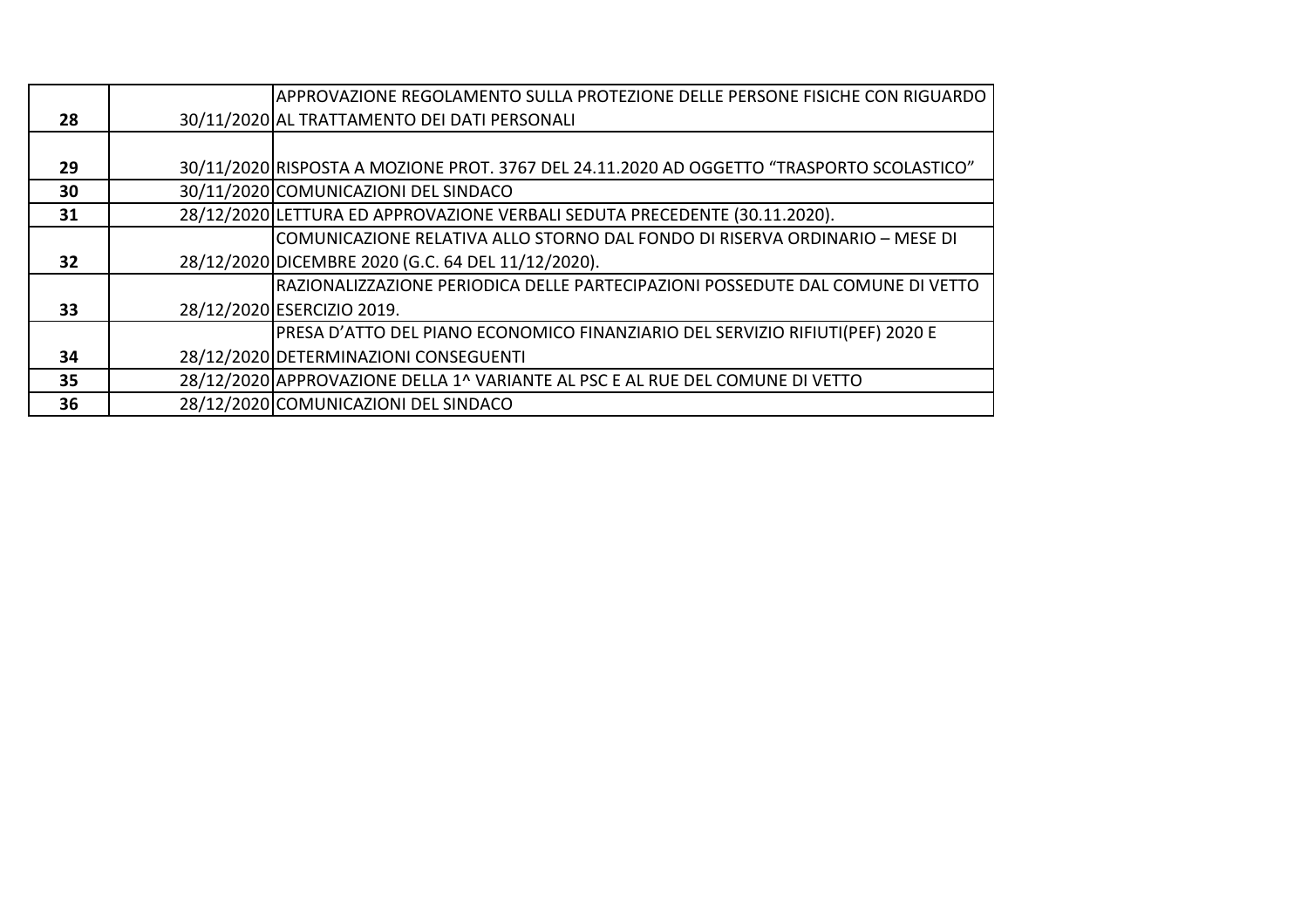| | | |
|---|---|---|
| **28** | 30/11/2020 | APPROVAZIONE REGOLAMENTO SULLA PROTEZIONE DELLE PERSONE FISICHE CON RIGUARDO AL TRATTAMENTO DEI DATI PERSONALI |
| **29** | 30/11/2020 | RISPOSTA A MOZIONE PROT. 3767 DEL 24.11.2020 AD OGGETTO "TRASPORTO SCOLASTICO" |
| **30** | 30/11/2020 | COMUNICAZIONI DEL SINDACO |
| **31** | 28/12/2020 | LETTURA ED APPROVAZIONE VERBALI SEDUTA PRECEDENTE (30.11.2020). |
| **32** | 28/12/2020 | COMUNICAZIONE RELATIVA ALLO STORNO DAL FONDO DI RISERVA ORDINARIO – MESE DI DICEMBRE 2020 (G.C. 64 DEL 11/12/2020). |
| **33** | 28/12/2020 | RAZIONALIZZAZIONE PERIODICA DELLE PARTECIPAZIONI POSSEDUTE DAL COMUNE DI VETTO ESERCIZIO 2019. |
| **34** | 28/12/2020 | PRESA D'ATTO DEL PIANO ECONOMICO FINANZIARIO DEL SERVIZIO RIFIUTI(PEF) 2020 E DETERMINAZIONI CONSEGUENTI |
| **35** | 28/12/2020 | APPROVAZIONE DELLA 1^ VARIANTE AL PSC E AL RUE DEL COMUNE DI VETTO |
| **36** | 28/12/2020 | COMUNICAZIONI DEL SINDACO |